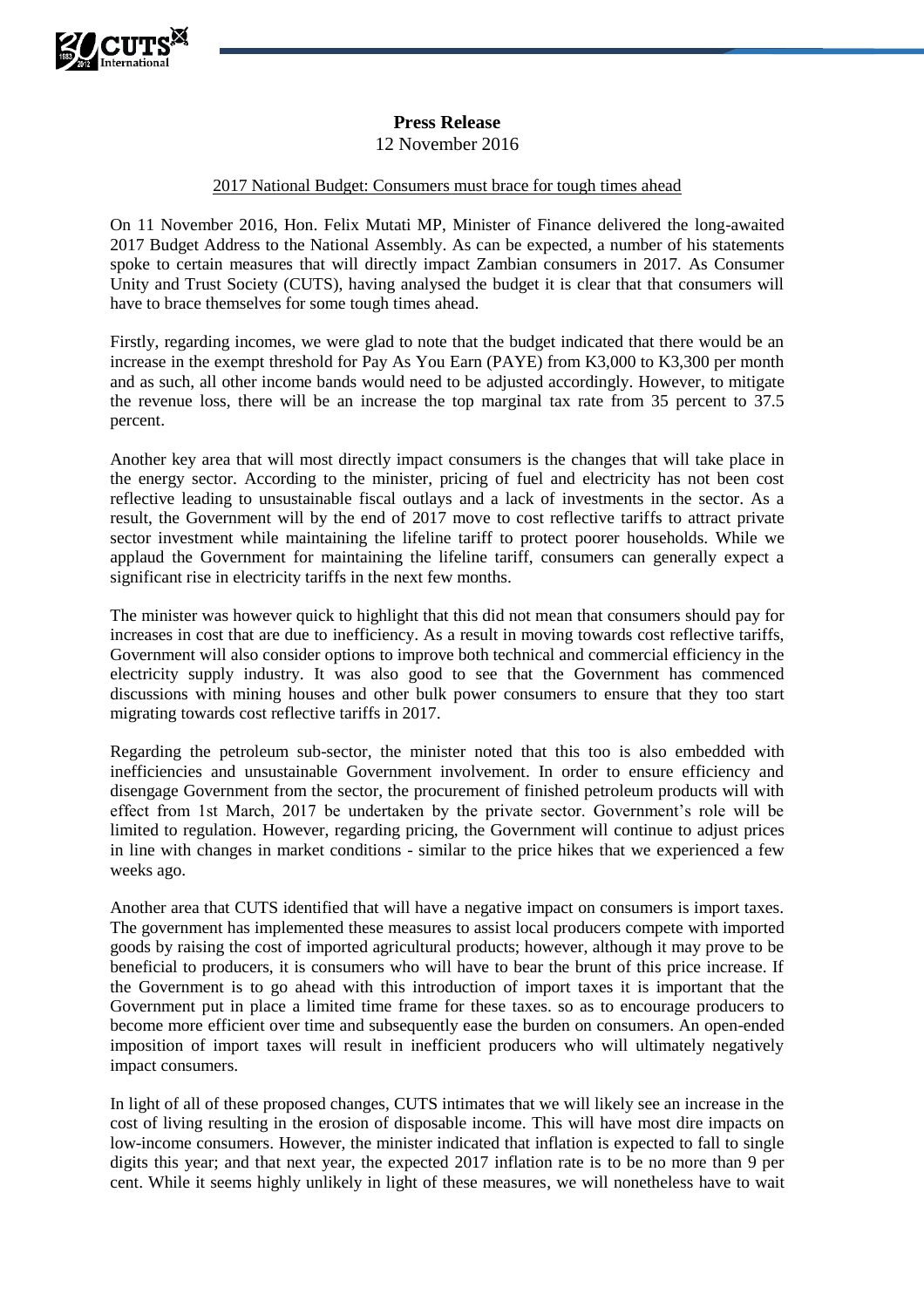**Press Release**

12 November 2016

2017 National Budget: Consumers must brace for tough times ahead

On 11 November 2016, Hon. Felix Mutati MP, Minister of Finance delivered the long-awaited 2017 Budget Address to the National Assembly. As can be expected, a number of his statements spoke to certain measures that will directly impact Zambian consumers in 2017. As Consumer Unity and Trust Society (CUTS), having analysed the budget it is clear that that consumers will have to brace themselves for some tough times ahead.

Firstly, regarding incomes, we were glad to note that the budget indicated that there would be an increase in the exempt threshold for Pay As You Earn (PAYE) from K3,000 to K3,300 per month and as such, all other income bands would need to be adjusted accordingly. However, to mitigate the revenue loss, there will be an increase the top marginal tax rate from 35 percent to 37.5 percent.

Another key area that will most directly impact consumers is the changes that will take place in the energy sector. According to the minister, pricing of fuel and electricity has not been cost reflective leading to unsustainable fiscal outlays and a lack of investments in the sector. As a result, the Government will by the end of 2017 move to cost reflective tariffs to attract private sector investment while maintaining the lifeline tariff to protect poorer households. While we applaud the Government for maintaining the lifeline tariff, consumers can generally expect a significant rise in electricity tariffs in the next few months.

The minister was however quick to highlight that this did not mean that consumers should pay for increases in cost that are due to inefficiency. As a result in moving towards cost reflective tariffs, Government will also consider options to improve both technical and commercial efficiency in the electricity supply industry. It was also good to see that the Government has commenced discussions with mining houses and other bulk power consumers to ensure that they too start migrating towards cost reflective tariffs in 2017.

Regarding the petroleum sub-sector, the minister noted that this too is also embedded with inefficiencies and unsustainable Government involvement. In order to ensure efficiency and disengage Government from the sector, the procurement of finished petroleum products will with effect from 1st March, 2017 be undertaken by the private sector. Government's role will be limited to regulation. However, regarding pricing, the Government will continue to adjust prices in line with changes in market conditions - similar to the price hikes that we experienced a few weeks ago.

Another area that CUTS identified that will have a negative impact on consumers is import taxes. The government has implemented these measures to assist local producers compete with imported goods by raising the cost of imported agricultural products; however, although it may prove to be beneficial to producers, it is consumers who will have to bear the brunt of this price increase. If the Government is to go ahead with this introduction of import taxes it is important that the Government put in place a limited time frame for these taxes. so as to encourage producers to become more efficient over time and subsequently ease the burden on consumers. An open-ended imposition of import taxes will result in inefficient producers who will ultimately negatively impact consumers.

In light of all of these proposed changes, CUTS intimates that we will likely see an increase in the cost of living resulting in the erosion of disposable income. This will have most dire impacts on low-income consumers. However, the minister indicated that inflation is expected to fall to single digits this year; and that next year, the expected 2017 inflation rate is to be no more than 9 per cent. While it seems highly unlikely in light of these measures, we will nonetheless have to wait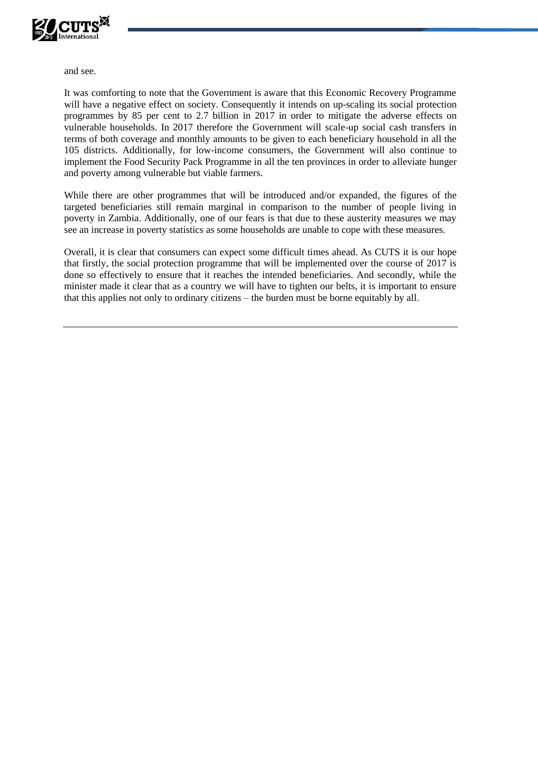and see.

It was comforting to note that the Government is aware that this Economic Recovery Programme will have a negative effect on society. Consequently it intends on up-scaling its social protection programmes by 85 per cent to 2.7 billion in 2017 in order to mitigate the adverse effects on vulnerable households. In 2017 therefore the Government will scale-up social cash transfers in terms of both coverage and monthly amounts to be given to each beneficiary household in all the 105 districts. Additionally, for low-income consumers, the Government will also continue to implement the Food Security Pack Programme in all the ten provinces in order to alleviate hunger and poverty among vulnerable but viable farmers.

While there are other programmes that will be introduced and/or expanded, the figures of the targeted beneficiaries still remain marginal in comparison to the number of people living in poverty in Zambia. Additionally, one of our fears is that due to these austerity measures we may see an increase in poverty statistics as some households are unable to cope with these measures.

Overall, it is clear that consumers can expect some difficult times ahead. As CUTS it is our hope that firstly, the social protection programme that will be implemented over the course of 2017 is done so effectively to ensure that it reaches the intended beneficiaries. And secondly, while the minister made it clear that as a country we will have to tighten our belts, it is important to ensure that this applies not only to ordinary citizens – the burden must be borne equitably by all.